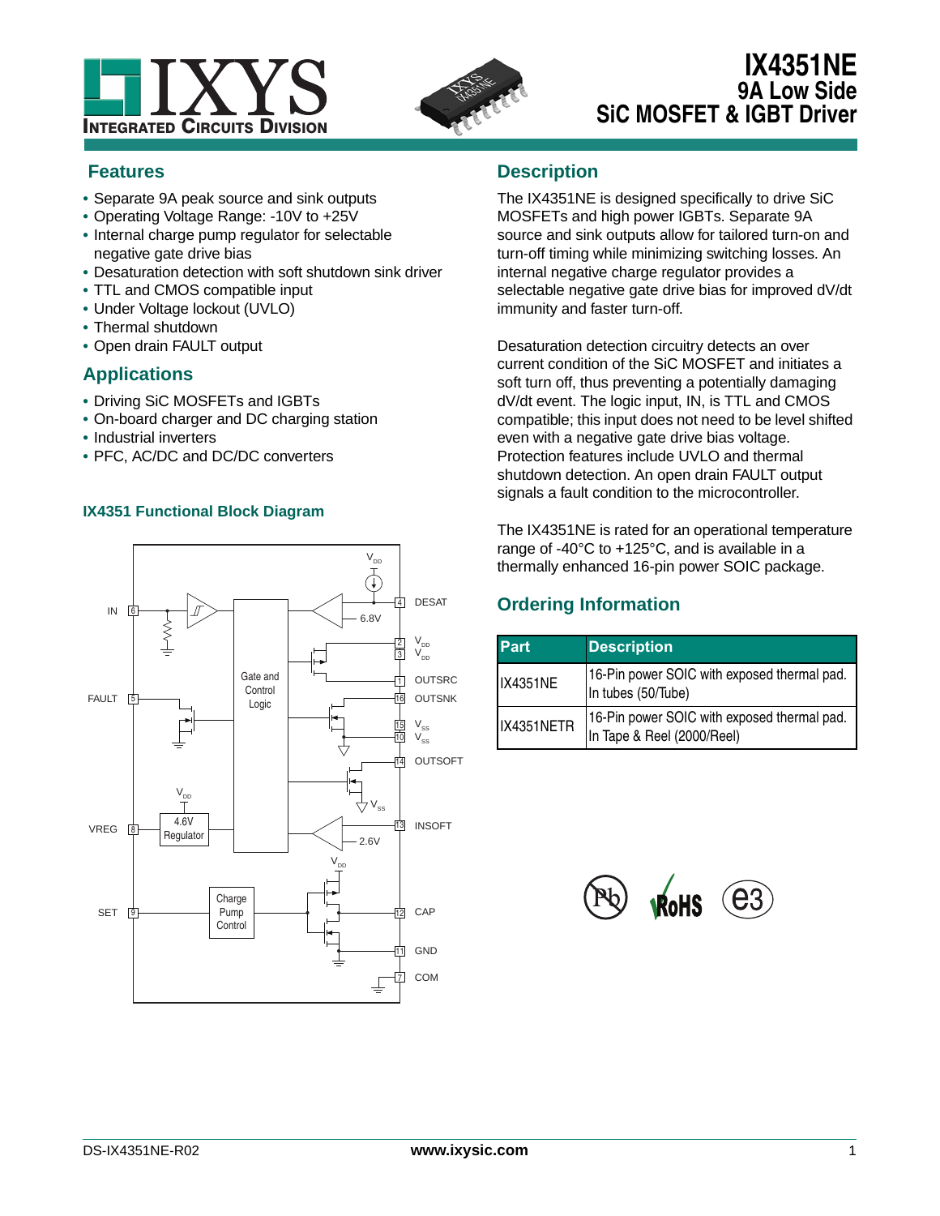# IX4351NE

## 9A Low Side SiC MOSFET & IGBT Driver

## Features

- Separate 9A peak source and sink outputs
- Operating Voltage Range: -10V to +25V
- Internal charge pump regulator for selectable negative gate drive bias
- Desaturation detection with soft shutdown sink driver
- TTL and CMOS compatible input
- Under Voltage lockout (UVLO)
- Thermal shutdown
- Open drain FAULT output

## Applications

- Driving SiC MOSFETs and IGBTs
- On-board charger and DC charging station
- Industrial inverters
- PFC, AC/DC and DC/DC converters

### IX4351 Functional Block Diagram

## Description

The IX4351NE is designed specifically to drive SiC MOSFETs and high power IGBTs. Separate 9A source and sink outputs allow for tailored turn-on and turn-off timing while minimizing switching losses. An internal negative charge regulator provides a selectable negative gate drive bias for improved dV/dt immunity and faster turn-off.

Desaturation detection circuitry detects an over current condition of the SiC MOSFET and initiates a soft turn off, thus preventing a potentially damaging dV/dt event. The logic input, IN, is TTL and CMOS compatible; this input does not need to be level shifted even with a negative gate drive bias voltage. Protection features include UVLO and thermal shutdown detection. An open drain FAULT output signals a fault condition to the microcontroller.

The IX4351NE is rated for an operational temperature range of -40°C to +125°C, and is available in a thermally enhanced 16-pin power SOIC package.

## Ordering Information

| Part | Description |
|---|---|
| IX4351NE | 16-Pin power SOIC with exposed thermal pad. In tubes (50/Tube) |
| IX4351NETR | 16-Pin power SOIC with exposed thermal pad. In Tape & Reel (2000/Reel) |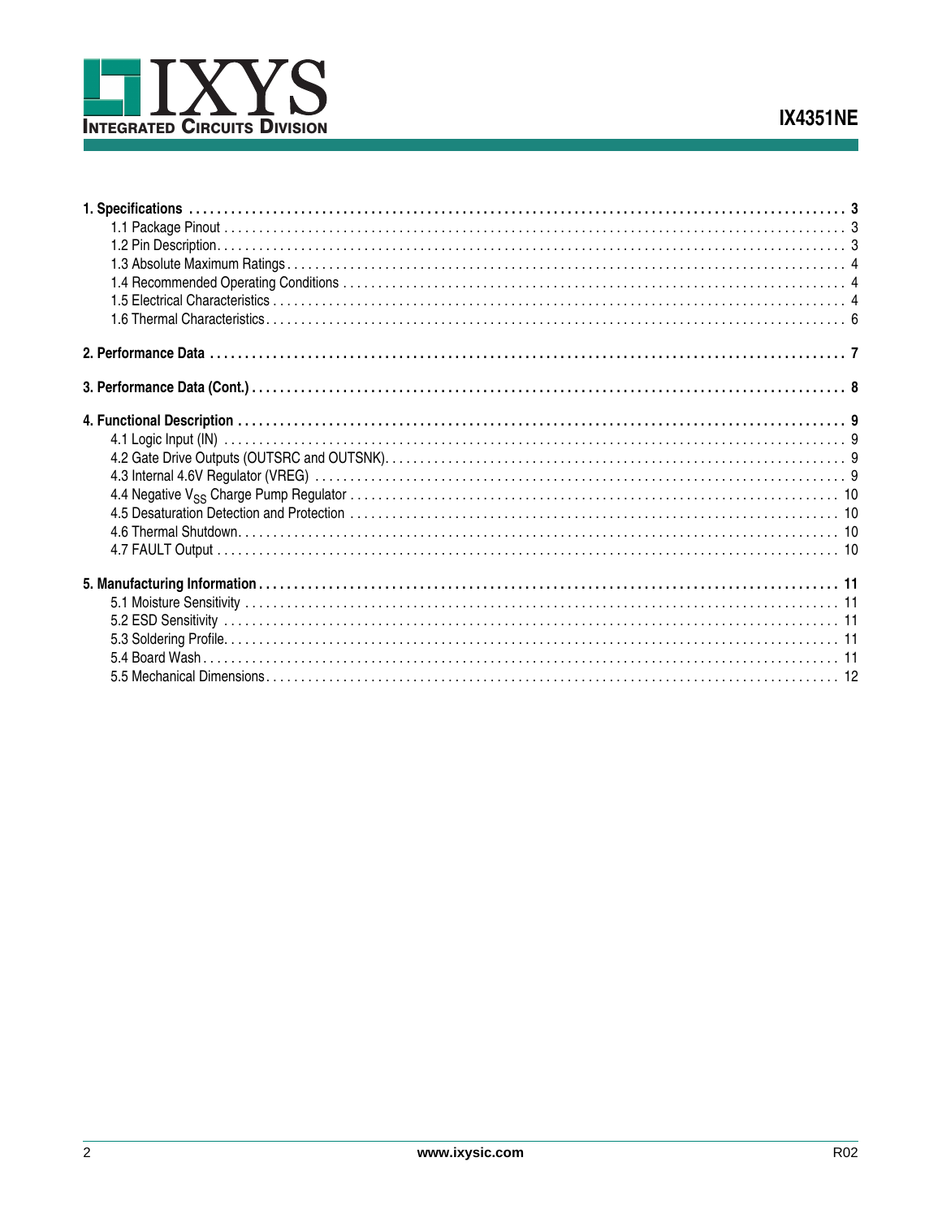1. **Specifications** ........ 3
   - 1.1 Package Pinout ........ 3
   - 1.2 Pin Description ........ 3
   - 1.3 Absolute Maximum Ratings ........ 4
   - 1.4 Recommended Operating Conditions ........ 4
   - 1.5 Electrical Characteristics ........ 4
   - 1.6 Thermal Characteristics ........ 6

2. **Performance Data** ........ 7

3. **Performance Data (Cont.)** ........ 8

4. **Functional Description** ........ 9
   - 4.1 Logic Input (IN) ........ 9
   - 4.2 Gate Drive Outputs (OUTSRC and OUTSNK) ........ 9
   - 4.3 Internal 4.6V Regulator (VREG) ........ 9
   - 4.4 Negative $V_{SS}$ Charge Pump Regulator ........ 10
   - 4.5 Desaturation Detection and Protection ........ 10
   - 4.6 Thermal Shutdown ........ 10
   - 4.7 FAULT Output ........ 10

5. **Manufacturing Information** ........ 11
   - 5.1 Moisture Sensitivity ........ 11
   - 5.2 ESD Sensitivity ........ 11
   - 5.3 Soldering Profile ........ 11
   - 5.4 Board Wash ........ 11
   - 5.5 Mechanical Dimensions ........ 12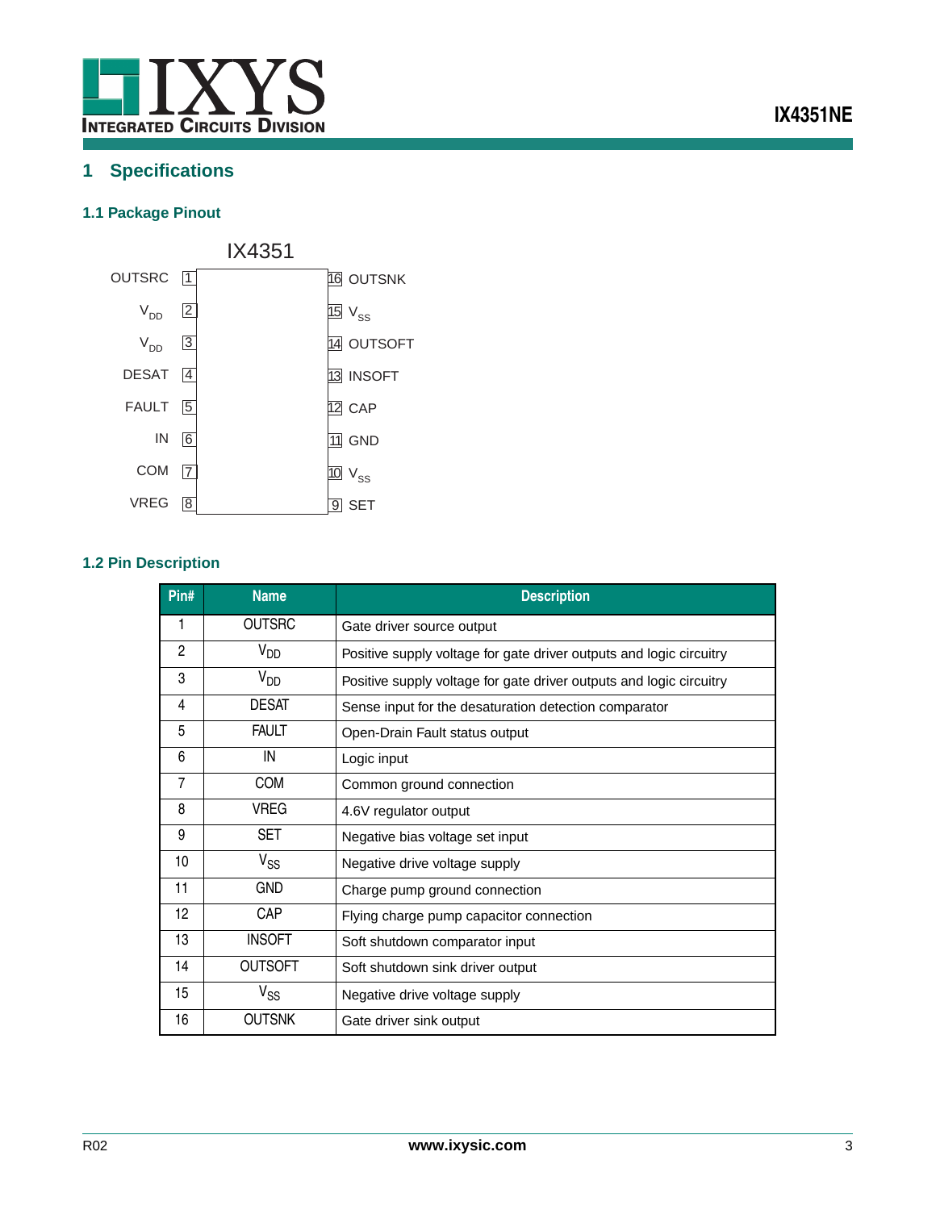# 1 Specifications

## 1.1 Package Pinout

IX4351

| Pin Name | Pin | Pin | Pin Name |
|---|---|---|---|
| OUTSRC | 1 | 16 | OUTSNK |
| $V_{DD}$ | 2 | 15 | $V_{SS}$ |
| $V_{DD}$ | 3 | 14 | OUTSOFT |
| DESAT | 4 | 13 | INSOFT |
| FAULT | 5 | 12 | CAP |
| IN | 6 | 11 | GND |
| COM | 7 | 10 | $V_{SS}$ |
| VREG | 8 | 9 | SET |

## 1.2 Pin Description

| Pin# | Name | Description |
|---|---|---|
| 1 | OUTSRC | Gate driver source output |
| 2 | $V_{DD}$ | Positive supply voltage for gate driver outputs and logic circuitry |
| 3 | $V_{DD}$ | Positive supply voltage for gate driver outputs and logic circuitry |
| 4 | DESAT | Sense input for the desaturation detection comparator |
| 5 | FAULT | Open-Drain Fault status output |
| 6 | IN | Logic input |
| 7 | COM | Common ground connection |
| 8 | VREG | 4.6V regulator output |
| 9 | SET | Negative bias voltage set input |
| 10 | $V_{SS}$ | Negative drive voltage supply |
| 11 | GND | Charge pump ground connection |
| 12 | CAP | Flying charge pump capacitor connection |
| 13 | INSOFT | Soft shutdown comparator input |
| 14 | OUTSOFT | Soft shutdown sink driver output |
| 15 | $V_{SS}$ | Negative drive voltage supply |
| 16 | OUTSNK | Gate driver sink output |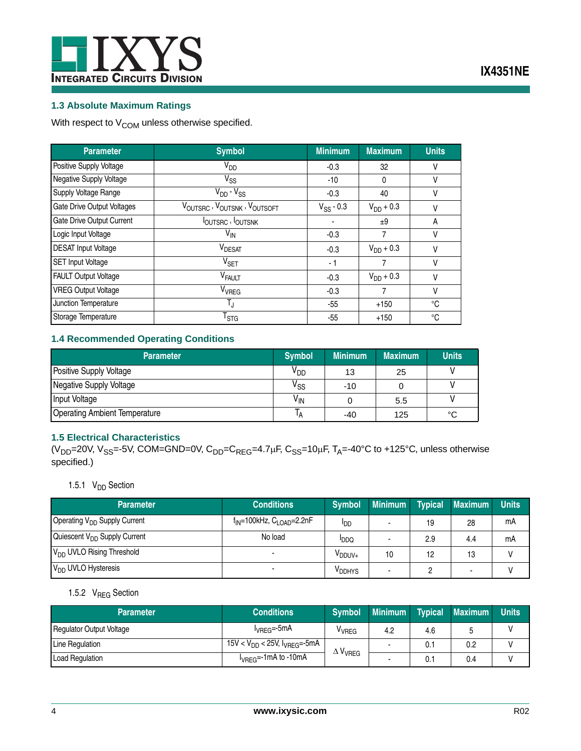## 1.3 Absolute Maximum Ratings

With respect to $V_{COM}$ unless otherwise specified.

| Parameter | Symbol | Minimum | Maximum | Units |
|---|---|---|---|---|
| Positive Supply Voltage | $V_{DD}$ | -0.3 | 32 | V |
| Negative Supply Voltage | $V_{SS}$ | -10 | 0 | V |
| Supply Voltage Range | $V_{DD}$ - $V_{SS}$ | -0.3 | 40 | V |
| Gate Drive Output Voltages | $V_{OUTSRC}$ , $V_{OUTSNK}$ , $V_{OUTSOFT}$ | $V_{SS}$ - 0.3 | $V_{DD}$ + 0.3 | V |
| Gate Drive Output Current | $I_{OUTSRC}$ , $I_{OUTSNK}$ | - | ±9 | A |
| Logic Input Voltage | $V_{IN}$ | -0.3 | 7 | V |
| DESAT Input Voltage | $V_{DESAT}$ | -0.3 | $V_{DD}$ + 0.3 | V |
| SET Input Voltage | $V_{SET}$ | - 1 | 7 | V |
| FAULT Output Voltage | $V_{FAULT}$ | -0.3 | $V_{DD}$ + 0.3 | V |
| VREG Output Voltage | $V_{VREG}$ | -0.3 | 7 | V |
| Junction Temperature | $T_J$ | -55 | +150 | °C |
| Storage Temperature | $T_{STG}$ | -55 | +150 | °C |

## 1.4 Recommended Operating Conditions

| Parameter | Symbol | Minimum | Maximum | Units |
|---|---|---|---|---|
| Positive Supply Voltage | $V_{DD}$ | 13 | 25 | V |
| Negative Supply Voltage | $V_{SS}$ | -10 | 0 | V |
| Input Voltage | $V_{IN}$ | 0 | 5.5 | V |
| Operating Ambient Temperature | $T_A$ | -40 | 125 | °C |

## 1.5 Electrical Characteristics

($V_{DD}$=20V, $V_{SS}$=-5V, COM=GND=0V, $C_{DD}$=$C_{REG}$=4.7μF, $C_{SS}$=10μF, $T_A$=-40°C to +125°C, unless otherwise specified.)

### 1.5.1 $V_{DD}$ Section

| Parameter | Conditions | Symbol | Minimum | Typical | Maximum | Units |
|---|---|---|---|---|---|---|
| Operating $V_{DD}$ Supply Current | $f_{IN}$=100kHz, $C_{LOAD}$=2.2nF | $I_{DD}$ | - | 19 | 28 | mA |
| Quiescent $V_{DD}$ Supply Current | No load | $I_{DDQ}$ | - | 2.9 | 4.4 | mA |
| $V_{DD}$ UVLO Rising Threshold | - | $V_{DDUV+}$ | 10 | 12 | 13 | V |
| $V_{DD}$ UVLO Hysteresis | - | $V_{DDHYS}$ | - | 2 | - | V |

### 1.5.2 $V_{REG}$ Section

| Parameter | Conditions | Symbol | Minimum | Typical | Maximum | Units |
|---|---|---|---|---|---|---|
| Regulator Output Voltage | $I_{VREG}$=-5mA | $V_{VREG}$ | 4.2 | 4.6 | 5 | V |
| Line Regulation | 15V < $V_{DD}$ < 25V, $I_{VREG}$=-5mA | $\Delta V_{VREG}$ | - | 0.1 | 0.2 | V |
| Load Regulation | $I_{VREG}$=-1mA to -10mA | | - | 0.1 | 0.4 | V |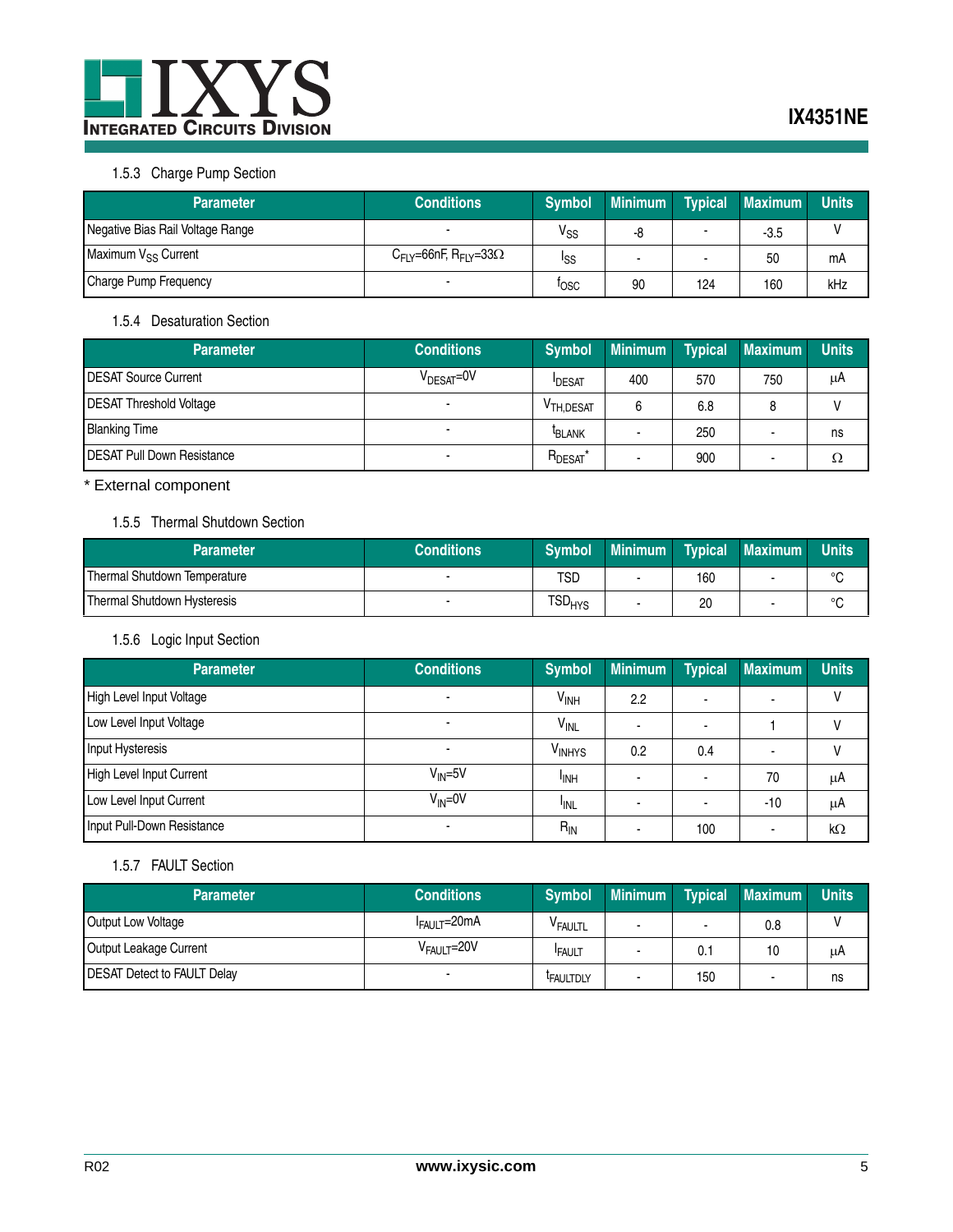### 1.5.3 Charge Pump Section

| Parameter | Conditions | Symbol | Minimum | Typical | Maximum | Units |
|---|---|---|---|---|---|---|
| Negative Bias Rail Voltage Range | - | $V_{SS}$ | -8 | - | -3.5 | V |
| Maximum $V_{SS}$ Current | $C_{FLY}$=66nF, $R_{FLY}$=33Ω | $I_{SS}$ | - | - | 50 | mA |
| Charge Pump Frequency | - | $f_{OSC}$ | 90 | 124 | 160 | kHz |

### 1.5.4 Desaturation Section

| Parameter | Conditions | Symbol | Minimum | Typical | Maximum | Units |
|---|---|---|---|---|---|---|
| DESAT Source Current | $V_{DESAT}$=0V | $I_{DESAT}$ | 400 | 570 | 750 | μA |
| DESAT Threshold Voltage | - | $V_{TH,DESAT}$ | 6 | 6.8 | 8 | V |
| Blanking Time | - | $t_{BLANK}$ | - | 250 | - | ns |
| DESAT Pull Down Resistance | - | $R_{DESAT}$* | - | 900 | - | Ω |

* External component

### 1.5.5 Thermal Shutdown Section

| Parameter | Conditions | Symbol | Minimum | Typical | Maximum | Units |
|---|---|---|---|---|---|---|
| Thermal Shutdown Temperature | - | TSD | - | 160 | - | °C |
| Thermal Shutdown Hysteresis | - | $TSD_{HYS}$ | - | 20 | - | °C |

### 1.5.6 Logic Input Section

| Parameter | Conditions | Symbol | Minimum | Typical | Maximum | Units |
|---|---|---|---|---|---|---|
| High Level Input Voltage | - | $V_{INH}$ | 2.2 | - | - | V |
| Low Level Input Voltage | - | $V_{INL}$ | - | - | 1 | V |
| Input Hysteresis | - | $V_{INHYS}$ | 0.2 | 0.4 | - | V |
| High Level Input Current | $V_{IN}$=5V | $I_{INH}$ | - | - | 70 | μA |
| Low Level Input Current | $V_{IN}$=0V | $I_{INL}$ | - | - | -10 | μA |
| Input Pull-Down Resistance | - | $R_{IN}$ | - | 100 | - | kΩ |

### 1.5.7 FAULT Section

| Parameter | Conditions | Symbol | Minimum | Typical | Maximum | Units |
|---|---|---|---|---|---|---|
| Output Low Voltage | $I_{FAULT}$=20mA | $V_{FAULTL}$ | - | - | 0.8 | V |
| Output Leakage Current | $V_{FAULT}$=20V | $I_{FAULT}$ | - | 0.1 | 10 | μA |
| DESAT Detect to FAULT Delay | - | $t_{FAULTDLY}$ | - | 150 | - | ns |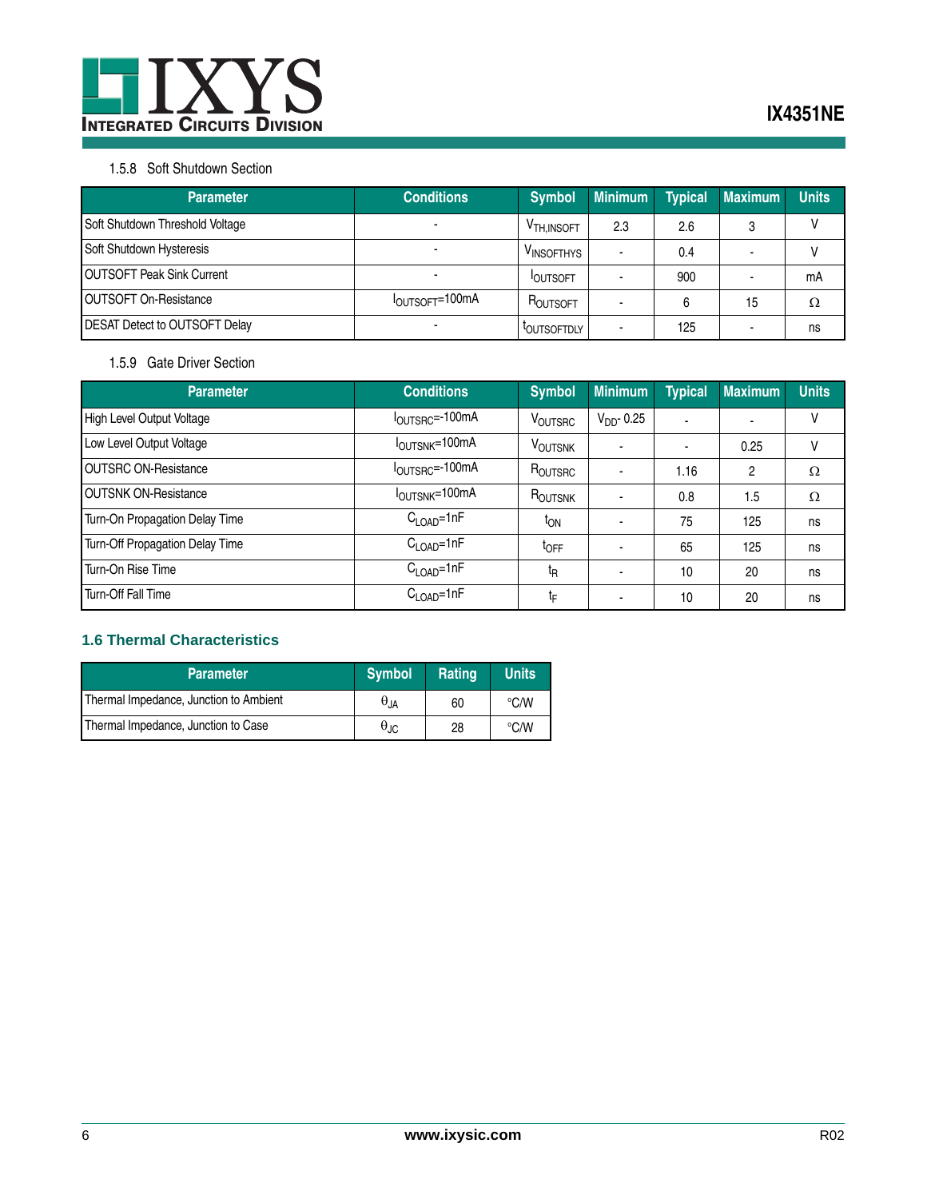### 1.5.8 Soft Shutdown Section

| Parameter | Conditions | Symbol | Minimum | Typical | Maximum | Units |
|---|---|---|---|---|---|---|
| Soft Shutdown Threshold Voltage | - | $V_{TH,INSOFT}$ | 2.3 | 2.6 | 3 | V |
| Soft Shutdown Hysteresis | - | $V_{INSOFTHYS}$ | - | 0.4 | - | V |
| OUTSOFT Peak Sink Current | - | $I_{OUTSOFT}$ | - | 900 | - | mA |
| OUTSOFT On-Resistance | $I_{OUTSOFT}$=100mA | $R_{OUTSOFT}$ | - | 6 | 15 | Ω |
| DESAT Detect to OUTSOFT Delay | - | $t_{OUTSOFTDLY}$ | - | 125 | - | ns |

### 1.5.9 Gate Driver Section

| Parameter | Conditions | Symbol | Minimum | Typical | Maximum | Units |
|---|---|---|---|---|---|---|
| High Level Output Voltage | $I_{OUTSRC}$=-100mA | $V_{OUTSRC}$ | $V_{DD}$- 0.25 | - | - | V |
| Low Level Output Voltage | $I_{OUTSNK}$=100mA | $V_{OUTSNK}$ | - | - | 0.25 | V |
| OUTSRC ON-Resistance | $I_{OUTSRC}$=-100mA | $R_{OUTSRC}$ | - | 1.16 | 2 | Ω |
| OUTSNK ON-Resistance | $I_{OUTSNK}$=100mA | $R_{OUTSNK}$ | - | 0.8 | 1.5 | Ω |
| Turn-On Propagation Delay Time | $C_{LOAD}$=1nF | $t_{ON}$ | - | 75 | 125 | ns |
| Turn-Off Propagation Delay Time | $C_{LOAD}$=1nF | $t_{OFF}$ | - | 65 | 125 | ns |
| Turn-On Rise Time | $C_{LOAD}$=1nF | $t_R$ | - | 10 | 20 | ns |
| Turn-Off Fall Time | $C_{LOAD}$=1nF | $t_F$ | - | 10 | 20 | ns |

## 1.6 Thermal Characteristics

| Parameter | Symbol | Rating | Units |
|---|---|---|---|
| Thermal Impedance, Junction to Ambient | $\theta_{JA}$ | 60 | °C/W |
| Thermal Impedance, Junction to Case | $\theta_{JC}$ | 28 | °C/W |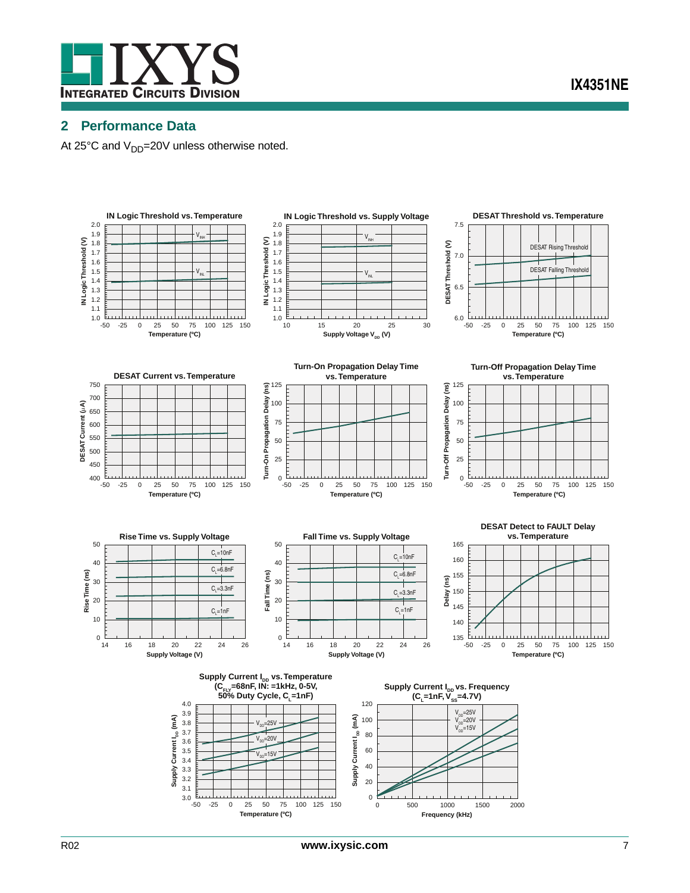## 2 Performance Data

At 25°C and $V_{DD}$=20V unless otherwise noted.

IN Logic Threshold vs. Temperature

IN Logic Threshold vs. Supply Voltage

DESAT Threshold vs. Temperature

DESAT Current vs. Temperature

Turn-On Propagation Delay Time vs. Temperature

Turn-Off Propagation Delay Time vs. Temperature

Rise Time vs. Supply Voltage

Fall Time vs. Supply Voltage

DESAT Detect to FAULT Delay vs. Temperature

Supply Current $I_{DD}$ vs. Temperature ($C_{FLY}$=68nF, IN: =1kHz, 0-5V, 50% Duty Cycle, $C_L$=1nF)

Supply Current $I_{DD}$ vs. Frequency ($C_L$=1nF, $V_{SS}$=4.7V)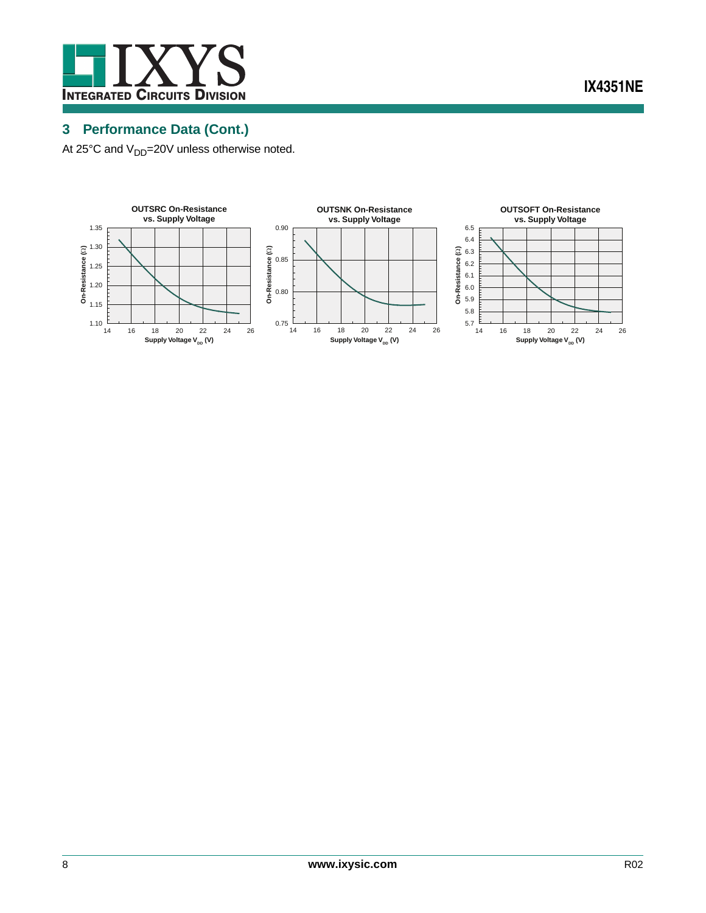## 3 Performance Data (Cont.)

At 25°C and $V_{DD}$=20V unless otherwise noted.

**OUTSRC On-Resistance vs. Supply Voltage**

**OUTSNK On-Resistance vs. Supply Voltage**

**OUTSOFT On-Resistance vs. Supply Voltage**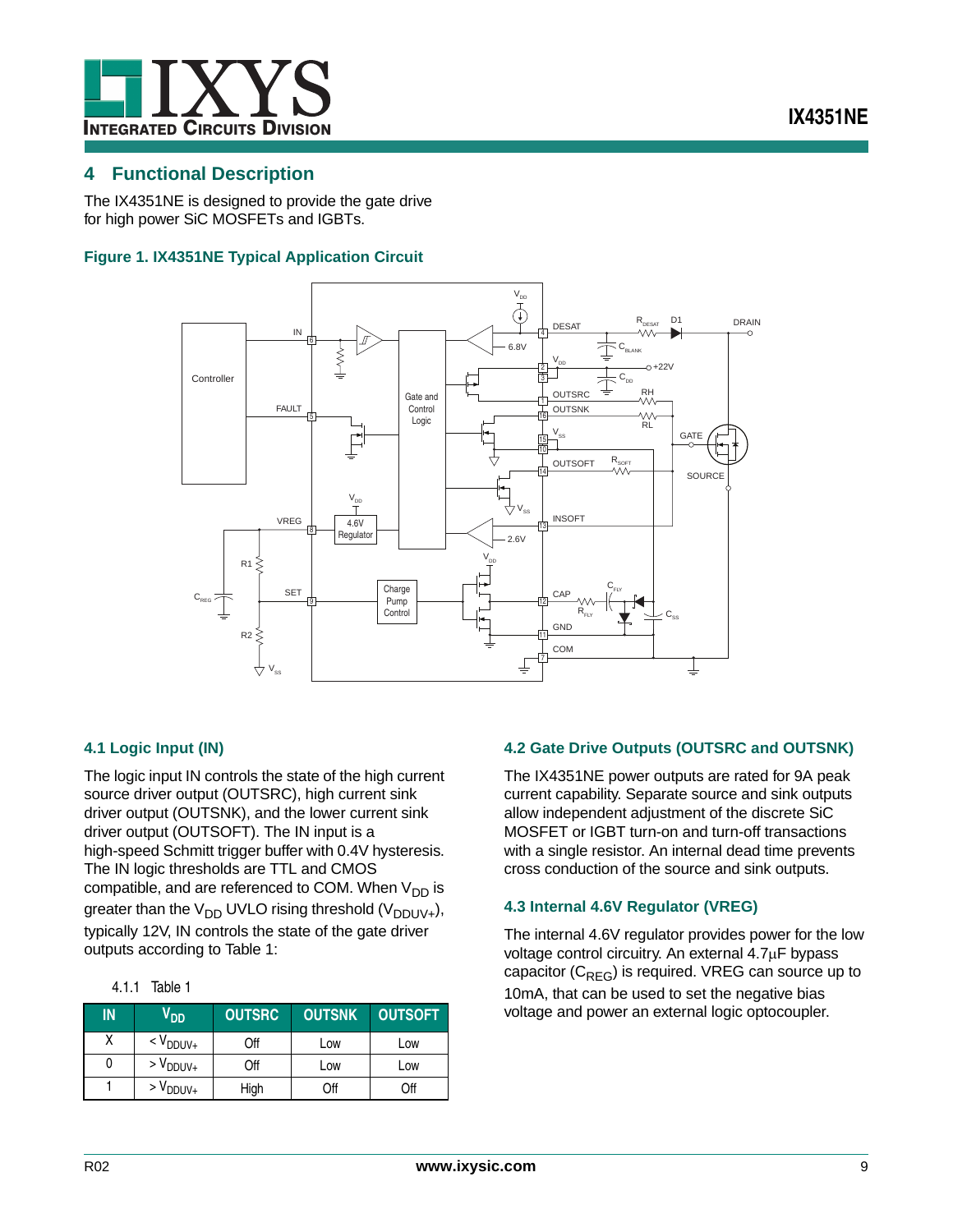## 4 Functional Description

The IX4351NE is designed to provide the gate drive for high power SiC MOSFETs and IGBTs.

**Figure 1. IX4351NE Typical Application Circuit**

### 4.1 Logic Input (IN)

The logic input IN controls the state of the high current source driver output (OUTSRC), high current sink driver output (OUTSNK), and the lower current sink driver output (OUTSOFT). The IN input is a high-speed Schmitt trigger buffer with 0.4V hysteresis. The IN logic thresholds are TTL and CMOS compatible, and are referenced to COM. When $V_{DD}$ is greater than the $V_{DD}$ UVLO rising threshold ($V_{DDUV+}$), typically 12V, IN controls the state of the gate driver outputs according to Table 1:

4.1.1 Table 1

| IN | $V_{DD}$ | OUTSRC | OUTSNK | OUTSOFT |
|---|---|---|---|---|
| X | < $V_{DDUV+}$ | Off | Low | Low |
| 0 | > $V_{DDUV+}$ | Off | Low | Low |
| 1 | > $V_{DDUV+}$ | High | Off | Off |

### 4.2 Gate Drive Outputs (OUTSRC and OUTSNK)

The IX4351NE power outputs are rated for 9A peak current capability. Separate source and sink outputs allow independent adjustment of the discrete SiC MOSFET or IGBT turn-on and turn-off transactions with a single resistor. An internal dead time prevents cross conduction of the source and sink outputs.

### 4.3 Internal 4.6V Regulator (VREG)

The internal 4.6V regulator provides power for the low voltage control circuitry. An external 4.7µF bypass capacitor ($C_{REG}$) is required. VREG can source up to 10mA, that can be used to set the negative bias voltage and power an external logic optocoupler.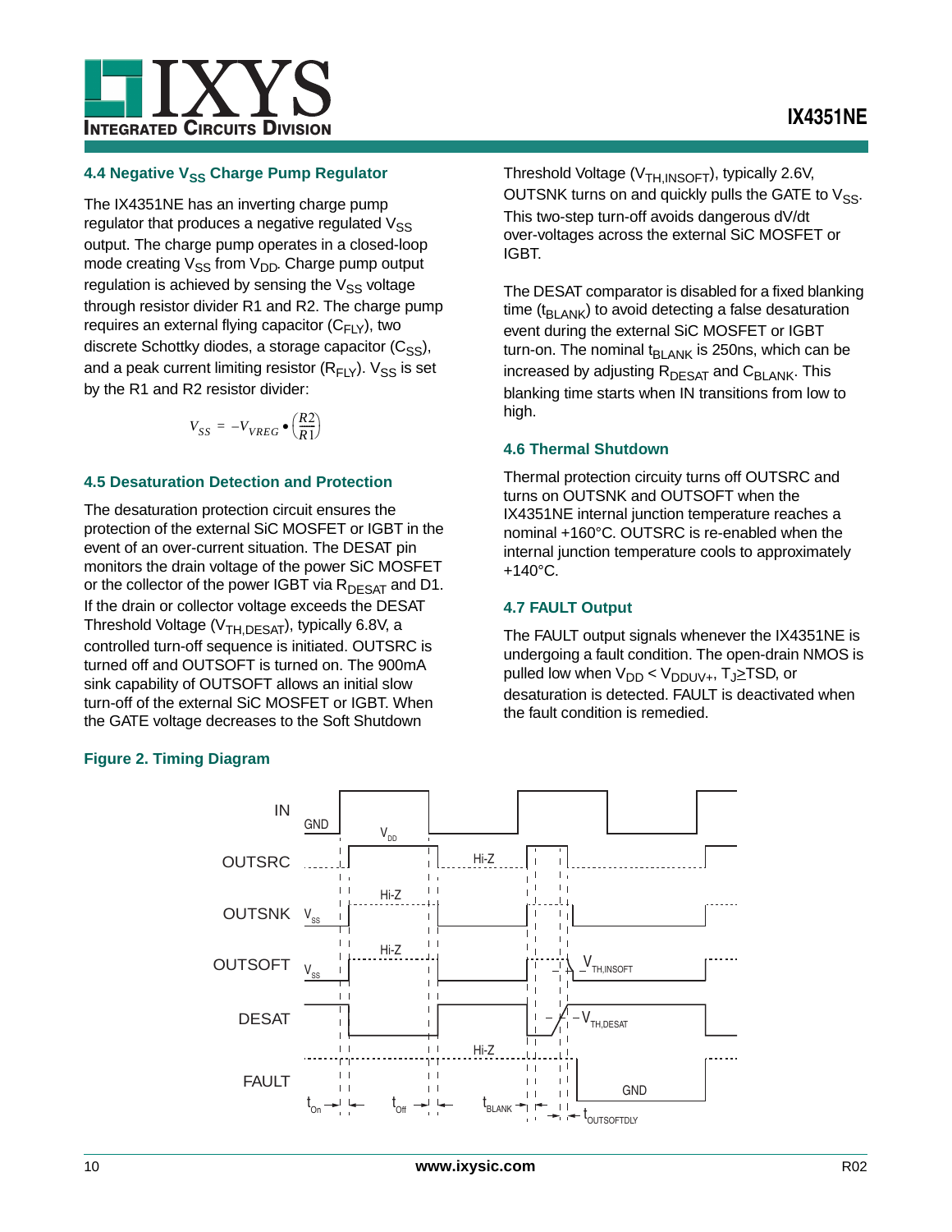### 4.4 Negative $V_{SS}$ Charge Pump Regulator

The IX4351NE has an inverting charge pump regulator that produces a negative regulated $V_{SS}$ output. The charge pump operates in a closed-loop mode creating $V_{SS}$ from $V_{DD}$. Charge pump output regulation is achieved by sensing the $V_{SS}$ voltage through resistor divider R1 and R2. The charge pump requires an external flying capacitor ($C_{FLY}$), two discrete Schottky diodes, a storage capacitor ($C_{SS}$), and a peak current limiting resistor ($R_{FLY}$). $V_{SS}$ is set by the R1 and R2 resistor divider:

$$V_{SS} = -V_{VREG} \bullet \left(\frac{R2}{R1}\right)$$

### 4.5 Desaturation Detection and Protection

The desaturation protection circuit ensures the protection of the external SiC MOSFET or IGBT in the event of an over-current situation. The DESAT pin monitors the drain voltage of the power SiC MOSFET or the collector of the power IGBT via $R_{DESAT}$ and D1. If the drain or collector voltage exceeds the DESAT Threshold Voltage ($V_{TH,DESAT}$), typically 6.8V, a controlled turn-off sequence is initiated. OUTSRC is turned off and OUTSOFT is turned on. The 900mA sink capability of OUTSOFT allows an initial slow turn-off of the external SiC MOSFET or IGBT. When the GATE voltage decreases to the Soft Shutdown Threshold Voltage ($V_{TH,INSOFT}$), typically 2.6V, OUTSNK turns on and quickly pulls the GATE to $V_{SS}$. This two-step turn-off avoids dangerous dV/dt over-voltages across the external SiC MOSFET or IGBT.

The DESAT comparator is disabled for a fixed blanking time ($t_{BLANK}$) to avoid detecting a false desaturation event during the external SiC MOSFET or IGBT turn-on. The nominal $t_{BLANK}$ is 250ns, which can be increased by adjusting $R_{DESAT}$ and $C_{BLANK}$. This blanking time starts when IN transitions from low to high.

### 4.6 Thermal Shutdown

Thermal protection circuitry turns off OUTSRC and turns on OUTSNK and OUTSOFT when the IX4351NE internal junction temperature reaches a nominal +160°C. OUTSRC is re-enabled when the internal junction temperature cools to approximately +140°C.

### 4.7 FAULT Output

The FAULT output signals whenever the IX4351NE is undergoing a fault condition. The open-drain NMOS is pulled low when $V_{DD} < V_{DDUV+}$, $T_J \geq TSD$, or desaturation is detected. FAULT is deactivated when the fault condition is remedied.

**Figure 2. Timing Diagram**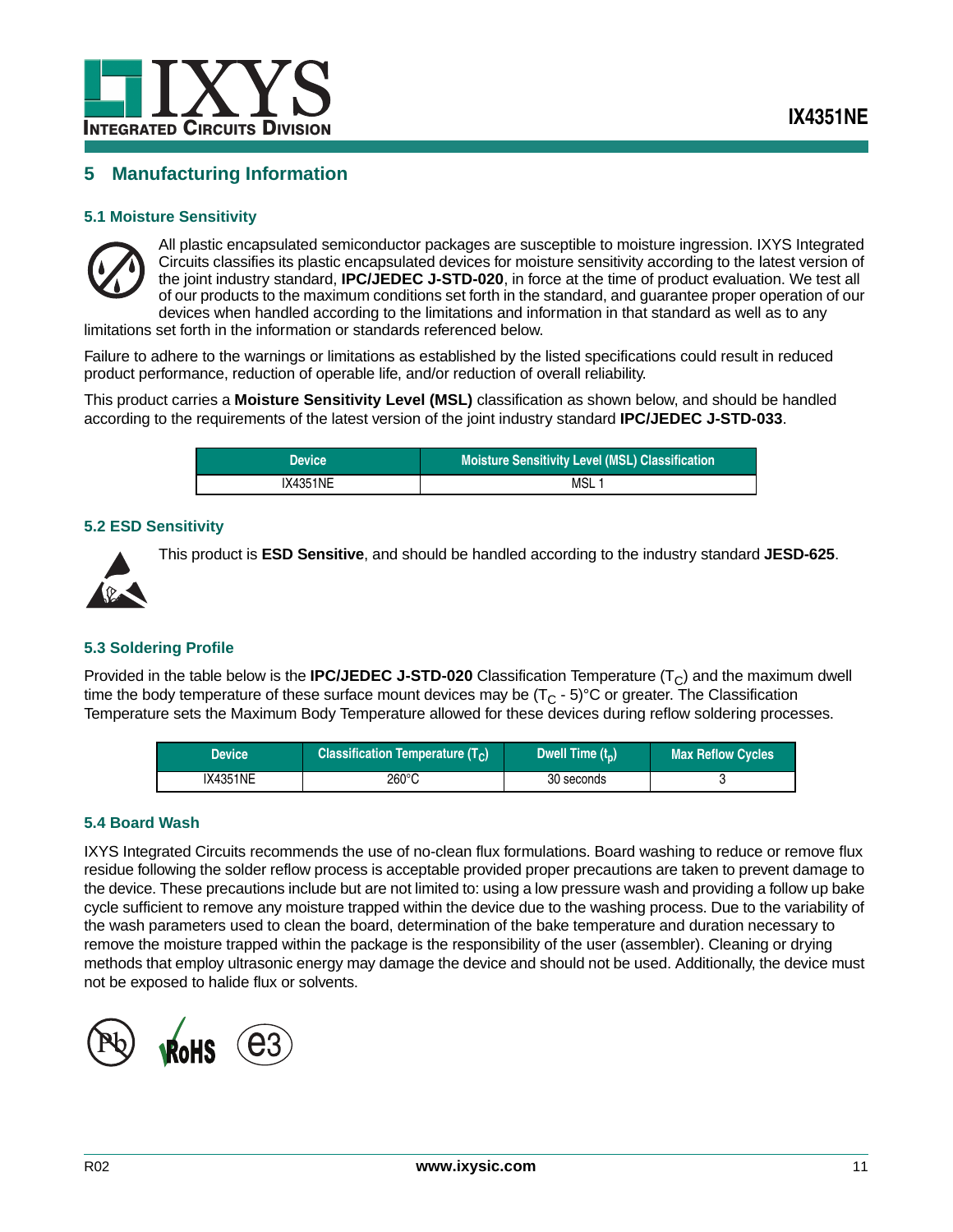## 5 Manufacturing Information

### 5.1 Moisture Sensitivity

All plastic encapsulated semiconductor packages are susceptible to moisture ingression. IXYS Integrated Circuits classifies its plastic encapsulated devices for moisture sensitivity according to the latest version of the joint industry standard, **IPC/JEDEC J-STD-020**, in force at the time of product evaluation. We test all of our products to the maximum conditions set forth in the standard, and guarantee proper operation of our devices when handled according to the limitations and information in that standard as well as to any limitations set forth in the information or standards referenced below.

Failure to adhere to the warnings or limitations as established by the listed specifications could result in reduced product performance, reduction of operable life, and/or reduction of overall reliability.

This product carries a **Moisture Sensitivity Level (MSL)** classification as shown below, and should be handled according to the requirements of the latest version of the joint industry standard **IPC/JEDEC J-STD-033**.

| Device | Moisture Sensitivity Level (MSL) Classification |
|---|---|
| IX4351NE | MSL 1 |

### 5.2 ESD Sensitivity

This product is **ESD Sensitive**, and should be handled according to the industry standard **JESD-625**.

### 5.3 Soldering Profile

Provided in the table below is the **IPC/JEDEC J-STD-020** Classification Temperature ($T_C$) and the maximum dwell time the body temperature of these surface mount devices may be ($T_C$ - 5)°C or greater. The Classification Temperature sets the Maximum Body Temperature allowed for these devices during reflow soldering processes.

| Device | Classification Temperature ($T_C$) | Dwell Time ($t_p$) | Max Reflow Cycles |
|---|---|---|---|
| IX4351NE | 260°C | 30 seconds | 3 |

### 5.4 Board Wash

IXYS Integrated Circuits recommends the use of no-clean flux formulations. Board washing to reduce or remove flux residue following the solder reflow process is acceptable provided proper precautions are taken to prevent damage to the device. These precautions include but are not limited to: using a low pressure wash and providing a follow up bake cycle sufficient to remove any moisture trapped within the device due to the washing process. Due to the variability of the wash parameters used to clean the board, determination of the bake temperature and duration necessary to remove the moisture trapped within the package is the responsibility of the user (assembler). Cleaning or drying methods that employ ultrasonic energy may damage the device and should not be used. Additionally, the device must not be exposed to halide flux or solvents.

Pb RoHS e3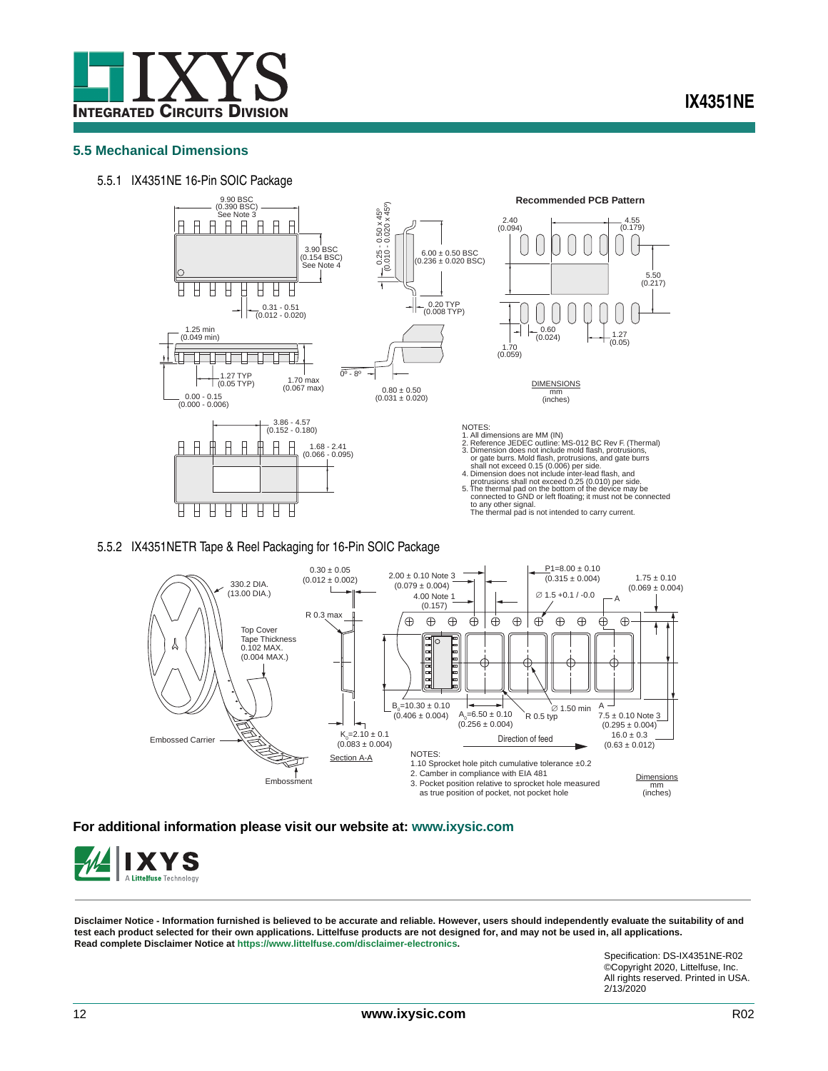## 5.5 Mechanical Dimensions

### 5.5.1 IX4351NE 16-Pin SOIC Package

9.90 BSC
(0.390 BSC)
See Note 3

3.90 BSC
(0.154 BSC)
See Note 4

0.31 - 0.51
(0.012 - 0.020)

0.25 - 0.50 x 45º
(0.010 - 0.020 x 45º)

6.00 ± 0.50 BSC
(0.236 ± 0.020 BSC)

0.20 TYP
(0.008 TYP)

1.25 min
(0.049 min)

1.27 TYP
(0.05 TYP)

1.70 max
(0.067 max)

0.00 - 0.15
(0.000 - 0.006)

0º - 8º

0.80 ± 0.50
(0.031 ± 0.020)

3.86 - 4.57
(0.152 - 0.180)

1.68 - 2.41
(0.066 - 0.095)

**Recommended PCB Pattern**

2.40
(0.094)

4.55
(0.179)

5.50
(0.217)

0.60
(0.024)

1.27
(0.05)

1.70
(0.059)

DIMENSIONS
mm
(inches)

NOTES:
1. All dimensions are MM (IN)
2. Reference JEDEC outline: MS-012 BC Rev F. (Thermal)
3. Dimension does not include mold flash, protrusions, or gate burrs. Mold flash, protrusions, and gate burrs shall not exceed 0.15 (0.006) per side.
4. Dimension does not include inter-lead flash, and protrusions shall not exceed 0.25 (0.010) per side.
5. The thermal pad on the bottom of the device may be connected to GND or left floating; it must not be connected to any other signal.
The thermal pad is not intended to carry current.

### 5.5.2 IX4351NETR Tape & Reel Packaging for 16-Pin SOIC Package

330.2 DIA.
(13.00 DIA.)

Top Cover
Tape Thickness
0.102 MAX.
(0.004 MAX.)

Embossed Carrier

Embossment

0.30 ± 0.05
(0.012 ± 0.002)

R 0.3 max

$K_0$=2.10 ± 0.1
(0.083 ± 0.004)

Section A-A

2.00 ± 0.10 Note 3
(0.079 ± 0.004)

4.00 Note 1
(0.157)

P1=8.00 ± 0.10
(0.315 ± 0.004)

∅ 1.5 +0.1 / -0.0

1.75 ± 0.10
(0.069 ± 0.004)

A

$B_0$=10.30 ± 0.10
(0.406 ± 0.004)

$A_0$=6.50 ± 0.10
(0.256 ± 0.004)

R 0.5 typ

∅ 1.50 min

A

7.5 ± 0.10 Note 3
(0.295 ± 0.004)

16.0 ± 0.3
(0.63 ± 0.012)

Direction of feed

NOTES:
1. 10 Sprocket hole pitch cumulative tolerance ±0.2
2. Camber in compliance with EIA 481
3. Pocket position relative to sprocket hole measured as true position of pocket, not pocket hole

Dimensions
mm
(inches)

**For additional information please visit our website at: www.ixysic.com**

**Disclaimer Notice - Information furnished is believed to be accurate and reliable. However, users should independently evaluate the suitability of and test each product selected for their own applications. Littelfuse products are not designed for, and may not be used in, all applications. Read complete Disclaimer Notice at https://www.littelfuse.com/disclaimer-electronics.**

Specification: DS-IX4351NE-R02
©Copyright 2020, Littelfuse, Inc.
All rights reserved. Printed in USA.
2/13/2020